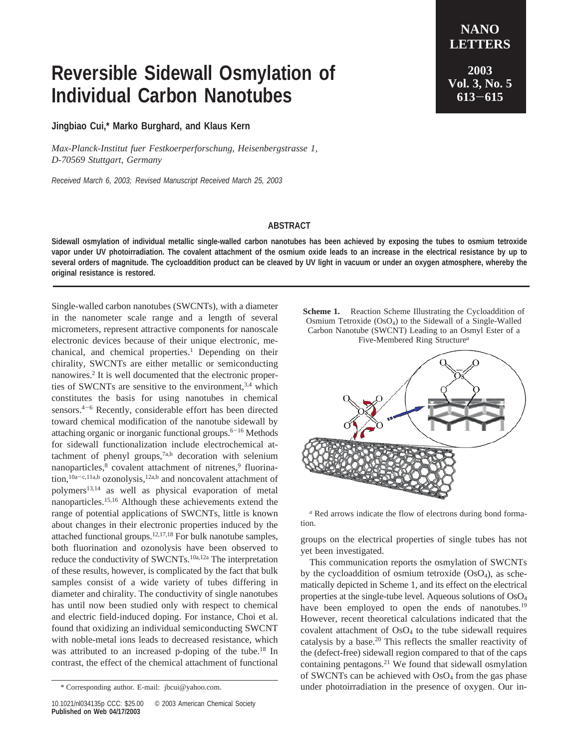# Reversible Sidewall Osmylation of Individual Carbon Nanotubes

**Jingbiao Cui,* Marko Burghard, and Klaus Kern**

*Max-Planck-Institut fuer Festkoerperforschung, Heisenbergstrasse 1, D-70569 Stuttgart, Germany*

*Received March 6, 2003; Revised Manuscript Received March 25, 2003*

## ABSTRACT

**Sidewall osmylation of individual metallic single-walled carbon nanotubes has been achieved by exposing the tubes to osmium tetroxide vapor under UV photoirradiation. The covalent attachment of the osmium oxide leads to an increase in the electrical resistance by up to several orders of magnitude. The cycloaddition product can be cleaved by UV light in vacuum or under an oxygen atmosphere, whereby the original resistance is restored.**

Single-walled carbon nanotubes (SWCNTs), with a diameter in the nanometer scale range and a length of several micrometers, represent attractive components for nanoscale electronic devices because of their unique electronic, mechanical, and chemical properties.[1] Depending on their chirality, SWCNTs are either metallic or semiconducting nanowires.[2] It is well documented that the electronic properties of SWCNTs are sensitive to the environment,[3,4] which constitutes the basis for using nanotubes in chemical sensors.[4−6] Recently, considerable effort has been directed toward chemical modification of the nanotube sidewall by attaching organic or inorganic functional groups.[6−16] Methods for sidewall functionalization include electrochemical attachment of phenyl groups,[7a,b] decoration with selenium nanoparticles,[8] covalent attachment of nitrenes,[9] fluorination,[10a−c,11a,b] ozonolysis,[12a,b] and noncovalent attachment of polymers[13,14] as well as physical evaporation of metal nanoparticles.[15,16] Although these achievements extend the range of potential applications of SWCNTs, little is known about changes in their electronic properties induced by the attached functional groups.[12,17,18] For bulk nanotube samples, both fluorination and ozonolysis have been observed to reduce the conductivity of SWCNTs.[10a,12a] The interpretation of these results, however, is complicated by the fact that bulk samples consist of a wide variety of tubes differing in diameter and chirality. The conductivity of single nanotubes has until now been studied only with respect to chemical and electric field-induced doping. For instance, Choi et al. found that oxidizing an individual semiconducting SWCNT with noble-metal ions leads to decreased resistance, which was attributed to an increased p-doping of the tube.[18] In contrast, the effect of the chemical attachment of functional groups on the electrical properties of single tubes has not yet been investigated.

**Scheme 1.** Reaction Scheme Illustrating the Cycloaddition of Osmium Tetroxide ($OsO_4$) to the Sidewall of a Single-Walled Carbon Nanotube (SWCNT) Leading to an Osmyl Ester of a Five-Membered Ring Structure[a]

[a] Red arrows indicate the flow of electrons during bond formation.

This communication reports the osmylation of SWCNTs by the cycloaddition of osmium tetroxide ($OsO_4$), as schematically depicted in Scheme 1, and its effect on the electrical properties at the single-tube level. Aqueous solutions of $OsO_4$ have been employed to open the ends of nanotubes.[19] However, recent theoretical calculations indicated that the covalent attachment of $OsO_4$ to the tube sidewall requires catalysis by a base.[20] This reflects the smaller reactivity of the (defect-free) sidewall region compared to that of the caps containing pentagons.[21] We found that sidewall osmylation of SWCNTs can be achieved with $OsO_4$ from the gas phase under photoirradiation in the presence of oxygen. Our in-

\* Corresponding author. E-mail: jbcui@yahoo.com.

10.1021/nl034135p CCC: $25.00 © 2003 American Chemical Society
**Published on Web 04/17/2003**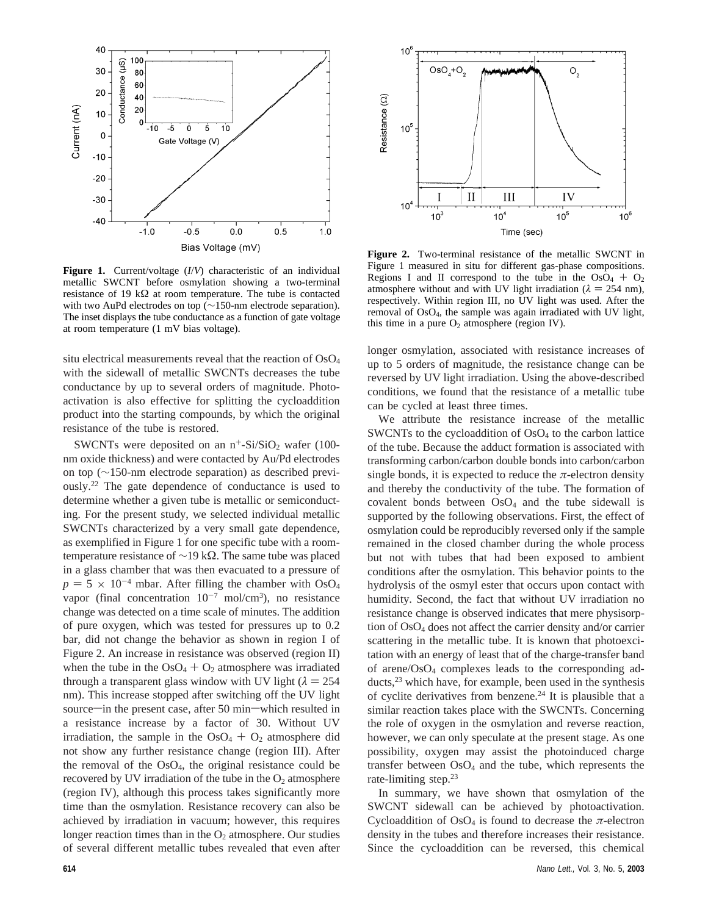Figure 1. Current/voltage ($I/V$) characteristic of an individual metallic SWCNT before osmylation showing a two-terminal resistance of 19 kΩ at room temperature. The tube is contacted with two AuPd electrodes on top (~150-nm electrode separation). The inset displays the tube conductance as a function of gate voltage at room temperature (1 mV bias voltage).

Figure 2. Two-terminal resistance of the metallic SWCNT in Figure 1 measured in situ for different gas-phase compositions. Regions I and II correspond to the tube in the $OsO_4 + O_2$ atmosphere without and with UV light irradiation ($\lambda = 254$ nm), respectively. Within region III, no UV light was used. After the removal of $OsO_4$, the sample was again irradiated with UV light, this time in a pure $O_2$ atmosphere (region IV).

situ electrical measurements reveal that the reaction of $OsO_4$ with the sidewall of metallic SWCNTs decreases the tube conductance by up to several orders of magnitude. Photoactivation is also effective for splitting the cycloaddition product into the starting compounds, by which the original resistance of the tube is restored.

SWCNTs were deposited on an $n^+$-Si/$SiO_2$ wafer (100-nm oxide thickness) and were contacted by Au/Pd electrodes on top (~150-nm electrode separation) as described previously.[22] The gate dependence of conductance is used to determine whether a given tube is metallic or semiconducting. For the present study, we selected individual metallic SWCNTs characterized by a very small gate dependence, as exemplified in Figure 1 for one specific tube with a room-temperature resistance of ~19 kΩ. The same tube was placed in a glass chamber that was then evacuated to a pressure of $p = 5 \times 10^{-4}$ mbar. After filling the chamber with $OsO_4$ vapor (final concentration $10^{-7}$ mol/cm$^3$), no resistance change was detected on a time scale of minutes. The addition of pure oxygen, which was tested for pressures up to 0.2 bar, did not change the behavior as shown in region I of Figure 2. An increase in resistance was observed (region II) when the tube in the $OsO_4 + O_2$ atmosphere was irradiated through a transparent glass window with UV light ($\lambda = 254$ nm). This increase stopped after switching off the UV light source—in the present case, after 50 min—which resulted in a resistance increase by a factor of 30. Without UV irradiation, the sample in the $OsO_4 + O_2$ atmosphere did not show any further resistance change (region III). After the removal of the $OsO_4$, the original resistance could be recovered by UV irradiation of the tube in the $O_2$ atmosphere (region IV), although this process takes significantly more time than the osmylation. Resistance recovery can also be achieved by irradiation in vacuum; however, this requires longer reaction times than in the $O_2$ atmosphere. Our studies of several different metallic tubes revealed that even after longer osmylation, associated with resistance increases of up to 5 orders of magnitude, the resistance change can be reversed by UV light irradiation. Using the above-described conditions, we found that the resistance of a metallic tube can be cycled at least three times.

We attribute the resistance increase of the metallic SWCNTs to the cycloaddition of $OsO_4$ to the carbon lattice of the tube. Because the adduct formation is associated with transforming carbon/carbon double bonds into carbon/carbon single bonds, it is expected to reduce the $\pi$-electron density and thereby the conductivity of the tube. The formation of covalent bonds between $OsO_4$ and the tube sidewall is supported by the following observations. First, the effect of osmylation could be reproducibly reversed only if the sample remained in the closed chamber during the whole process but not with tubes that had been exposed to ambient conditions after the osmylation. This behavior points to the hydrolysis of the osmyl ester that occurs upon contact with humidity. Second, the fact that without UV irradiation no resistance change is observed indicates that mere physisorption of $OsO_4$ does not affect the carrier density and/or carrier scattering in the metallic tube. It is known that photoexcitation with an energy of least that of the charge-transfer band of arene/$OsO_4$ complexes leads to the corresponding adducts,[23] which have, for example, been used in the synthesis of cyclite derivatives from benzene.[24] It is plausible that a similar reaction takes place with the SWCNTs. Concerning the role of oxygen in the osmylation and reverse reaction, however, we can only speculate at the present stage. As one possibility, oxygen may assist the photoinduced charge transfer between $OsO_4$ and the tube, which represents the rate-limiting step.[23]

In summary, we have shown that osmylation of the SWCNT sidewall can be achieved by photoactivation. Cycloaddition of $OsO_4$ is found to decrease the $\pi$-electron density in the tubes and therefore increases their resistance. Since the cycloaddition can be reversed, this chemical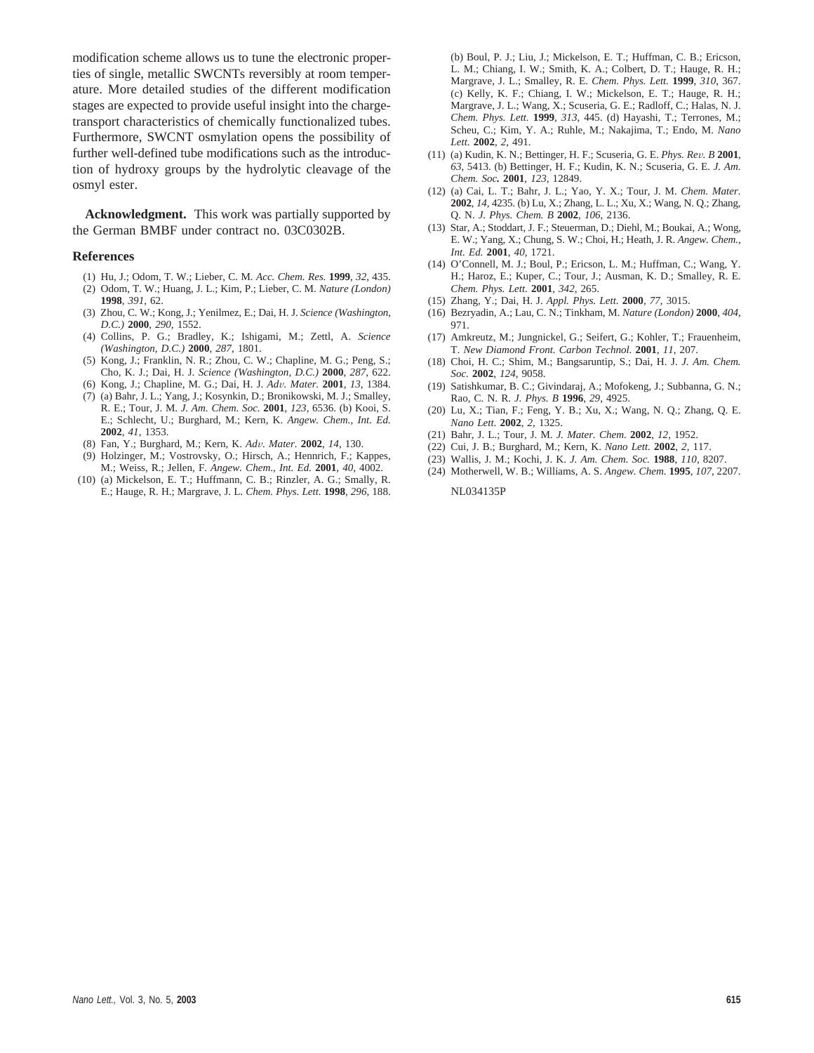modification scheme allows us to tune the electronic properties of single, metallic SWCNTs reversibly at room temperature. More detailed studies of the different modification stages are expected to provide useful insight into the charge-transport characteristics of chemically functionalized tubes. Furthermore, SWCNT osmylation opens the possibility of further well-defined tube modifications such as the introduction of hydroxy groups by the hydrolytic cleavage of the osmyl ester.

**Acknowledgment.** This work was partially supported by the German BMBF under contract no. 03C0302B.

## References

(1) Hu, J.; Odom, T. W.; Lieber, C. M. *Acc. Chem. Res.* **1999**, *32*, 435.

(2) Odom, T. W.; Huang, J. L.; Kim, P.; Lieber, C. M. *Nature (London)* **1998**, *391*, 62.

(3) Zhou, C. W.; Kong, J.; Yenilmez, E.; Dai, H. J. *Science (Washington, D.C.)* **2000**, *290*, 1552.

(4) Collins, P. G.; Bradley, K.; Ishigami, M.; Zettl, A. *Science (Washington, D.C.)* **2000**, *287*, 1801.

(5) Kong, J.; Franklin, N. R.; Zhou, C. W.; Chapline, M. G.; Peng, S.; Cho, K. J.; Dai, H. J. *Science (Washington, D.C.)* **2000**, *287*, 622.

(6) Kong, J.; Chapline, M. G.; Dai, H. J. *Adv. Mater.* **2001**, *13*, 1384.

(7) (a) Bahr, J. L.; Yang, J.; Kosynkin, D.; Bronikowski, M. J.; Smalley, R. E.; Tour, J. M. *J. Am. Chem. Soc.* **2001**, *123*, 6536. (b) Kooi, S. E.; Schlecht, U.; Burghard, M.; Kern, K. *Angew. Chem., Int. Ed.* **2002**, *41*, 1353.

(8) Fan, Y.; Burghard, M.; Kern, K. *Adv. Mater.* **2002**, *14*, 130.

(9) Holzinger, M.; Vostrovsky, O.; Hirsch, A.; Hennrich, F.; Kappes, M.; Weiss, R.; Jellen, F. *Angew. Chem., Int. Ed.* **2001**, *40*, 4002.

(10) (a) Mickelson, E. T.; Huffmann, C. B.; Rinzler, A. G.; Smally, R. E.; Hauge, R. H.; Margrave, J. L. *Chem. Phys. Lett.* **1998**, *296*, 188. (b) Boul, P. J.; Liu, J.; Mickelson, E. T.; Huffman, C. B.; Ericson, L. M.; Chiang, I. W.; Smith, K. A.; Colbert, D. T.; Hauge, R. H.; Margrave, J. L.; Smalley, R. E. *Chem. Phys. Lett.* **1999**, *310*, 367. (c) Kelly, K. F.; Chiang, I. W.; Mickelson, E. T.; Hauge, R. H.; Margrave, J. L.; Wang, X.; Scuseria, G. E.; Radloff, C.; Halas, N. J. *Chem. Phys. Lett.* **1999**, *313*, 445. (d) Hayashi, T.; Terrones, M.; Scheu, C.; Kim, Y. A.; Ruhle, M.; Nakajima, T.; Endo, M. *Nano Lett.* **2002**, *2*, 491.

(11) (a) Kudin, K. N.; Bettinger, H. F.; Scuseria, G. E. *Phys. Rev. B* **2001**, *63*, 5413. (b) Bettinger, H. F.; Kudin, K. N.; Scuseria, G. E. *J. Am. Chem. Soc.* **2001**, *123*, 12849.

(12) (a) Cai, L. T.; Bahr, J. L.; Yao, Y. X.; Tour, J. M. *Chem. Mater.* **2002**, *14*, 4235. (b) Lu, X.; Zhang, L. L.; Xu, X.; Wang, N. Q.; Zhang, Q. N. *J. Phys. Chem. B* **2002**, *106*, 2136.

(13) Star, A.; Stoddart, J. F.; Steuerman, D.; Diehl, M.; Boukai, A.; Wong, E. W.; Yang, X.; Chung, S. W.; Choi, H.; Heath, J. R. *Angew. Chem., Int. Ed.* **2001**, *40*, 1721.

(14) O'Connell, M. J.; Boul, P.; Ericson, L. M.; Huffman, C.; Wang, Y. H.; Haroz, E.; Kuper, C.; Tour, J.; Ausman, K. D.; Smalley, R. E. *Chem. Phys. Lett.* **2001**, *342*, 265.

(15) Zhang, Y.; Dai, H. J. *Appl. Phys. Lett.* **2000**, *77*, 3015.

(16) Bezryadin, A.; Lau, C. N.; Tinkham, M. *Nature (London)* **2000**, *404*, 971.

(17) Amkreutz, M.; Jungnickel, G.; Seifert, G.; Kohler, T.; Frauenheim, T. *New Diamond Front. Carbon Technol.* **2001**, *11*, 207.

(18) Choi, H. C.; Shim, M.; Bangsaruntip, S.; Dai, H. J. *J. Am. Chem. Soc.* **2002**, *124*, 9058.

(19) Satishkumar, B. C.; Givindaraj, A.; Mofokeng, J.; Subbanna, G. N.; Rao, C. N. R. *J. Phys. B* **1996**, *29*, 4925.

(20) Lu, X.; Tian, F.; Feng, Y. B.; Xu, X.; Wang, N. Q.; Zhang, Q. E. *Nano Lett.* **2002**, *2*, 1325.

(21) Bahr, J. L.; Tour, J. M. *J. Mater. Chem.* **2002**, *12*, 1952.

(22) Cui, J. B.; Burghard, M.; Kern, K. *Nano Lett.* **2002**, *2*, 117.

(23) Wallis, J. M.; Kochi, J. K. *J. Am. Chem. Soc.* **1988**, *110*, 8207.

(24) Motherwell, W. B.; Williams, A. S. *Angew. Chem.* **1995**, *107*, 2207.

NL034135P